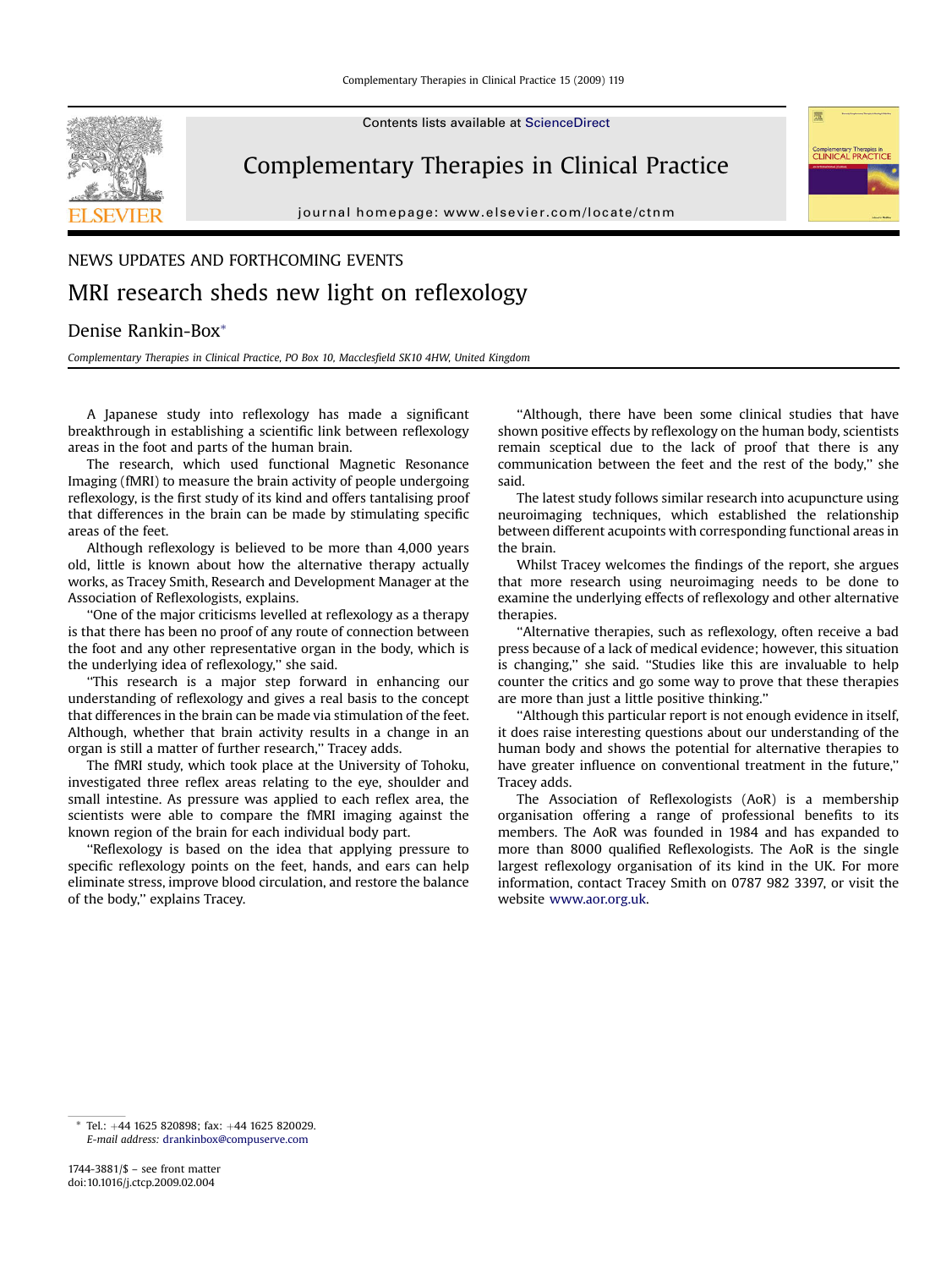Contents lists available at ScienceDirect

# Complementary Therapies in Clinical Practice

journal homepage: www.elsevier.com/locate/ctnm

NEWS UPDATES AND FORTHCOMING EVENTS

## MRI research sheds new light on reflexology

Denise Rankin-Box*

*Complementary Therapies in Clinical Practice, PO Box 10, Macclesfield SK10 4HW, United Kingdom*

A Japanese study into reflexology has made a significant breakthrough in establishing a scientific link between reflexology areas in the foot and parts of the human brain.

The research, which used functional Magnetic Resonance Imaging (fMRI) to measure the brain activity of people undergoing reflexology, is the first study of its kind and offers tantalising proof that differences in the brain can be made by stimulating specific areas of the feet.

Although reflexology is believed to be more than 4,000 years old, little is known about how the alternative therapy actually works, as Tracey Smith, Research and Development Manager at the Association of Reflexologists, explains.

''One of the major criticisms levelled at reflexology as a therapy is that there has been no proof of any route of connection between the foot and any other representative organ in the body, which is the underlying idea of reflexology,'' she said.

''This research is a major step forward in enhancing our understanding of reflexology and gives a real basis to the concept that differences in the brain can be made via stimulation of the feet. Although, whether that brain activity results in a change in an organ is still a matter of further research,'' Tracey adds.

The fMRI study, which took place at the University of Tohoku, investigated three reflex areas relating to the eye, shoulder and small intestine. As pressure was applied to each reflex area, the scientists were able to compare the fMRI imaging against the known region of the brain for each individual body part.

''Reflexology is based on the idea that applying pressure to specific reflexology points on the feet, hands, and ears can help eliminate stress, improve blood circulation, and restore the balance of the body,'' explains Tracey.

''Although, there have been some clinical studies that have shown positive effects by reflexology on the human body, scientists remain sceptical due to the lack of proof that there is any communication between the feet and the rest of the body,'' she said.

The latest study follows similar research into acupuncture using neuroimaging techniques, which established the relationship between different acupoints with corresponding functional areas in the brain.

Whilst Tracey welcomes the findings of the report, she argues that more research using neuroimaging needs to be done to examine the underlying effects of reflexology and other alternative therapies.

''Alternative therapies, such as reflexology, often receive a bad press because of a lack of medical evidence; however, this situation is changing,'' she said. ''Studies like this are invaluable to help counter the critics and go some way to prove that these therapies are more than just a little positive thinking.''

''Although this particular report is not enough evidence in itself, it does raise interesting questions about our understanding of the human body and shows the potential for alternative therapies to have greater influence on conventional treatment in the future,'' Tracey adds.

The Association of Reflexologists (AoR) is a membership organisation offering a range of professional benefits to its members. The AoR was founded in 1984 and has expanded to more than 8000 qualified Reflexologists. The AoR is the single largest reflexology organisation of its kind in the UK. For more information, contact Tracey Smith on 0787 982 3397, or visit the website www.aor.org.uk.

---

* Tel.: +44 1625 820898; fax: +44 1625 820029.
*E-mail address:* drankinbox@compuserve.com

1744-3881/$ – see front matter
doi:10.1016/j.ctcp.2009.02.004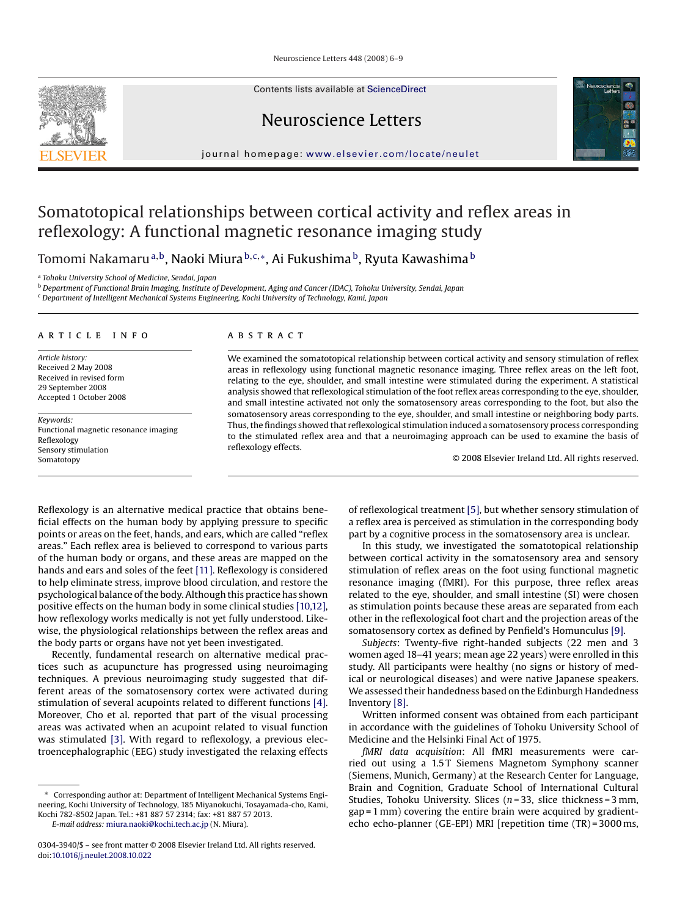# Somatotopical relationships between cortical activity and reflex areas in reflexology: A functional magnetic resonance imaging study

Tomomi Nakamaru [a,b], Naoki Miura [b,c,*], Ai Fukushima [b], Ryuta Kawashima [b]

[a] Tohoku University School of Medicine, Sendai, Japan
[b] Department of Functional Brain Imaging, Institute of Development, Aging and Cancer (IDAC), Tohoku University, Sendai, Japan
[c] Department of Intelligent Mechanical Systems Engineering, Kochi University of Technology, Kami, Japan

## ARTICLE INFO

*Article history:*
Received 2 May 2008
Received in revised form
29 September 2008
Accepted 1 October 2008

*Keywords:*
Functional magnetic resonance imaging
Reflexology
Sensory stimulation
Somatotopy

## ABSTRACT

We examined the somatotopical relationship between cortical activity and sensory stimulation of reflex areas in reflexology using functional magnetic resonance imaging. Three reflex areas on the left foot, relating to the eye, shoulder, and small intestine were stimulated during the experiment. A statistical analysis showed that reflexological stimulation of the foot reflex areas corresponding to the eye, shoulder, and small intestine activated not only the somatosensory areas corresponding to the foot, but also the somatosensory areas corresponding to the eye, shoulder, and small intestine or neighboring body parts. Thus, the findings showed that reflexological stimulation induced a somatosensory process corresponding to the stimulated reflex area and that a neuroimaging approach can be used to examine the basis of reflexology effects.

© 2008 Elsevier Ireland Ltd. All rights reserved.

Reflexology is an alternative medical practice that obtains beneficial effects on the human body by applying pressure to specific points or areas on the feet, hands, and ears which are called "reflex areas." Each reflex area is believed to correspond to various parts of the human body or organs, and these areas are mapped on the hands and ears and soles of the feet [11]. Reflexology is considered to help eliminate stress, improve blood circulation, and restore the psychological balance of the body. Although this practice has shown positive effects on the human body in some clinical studies [10,12], how reflexology works medically is not yet fully understood. Likewise, the physiological relationships between the reflex areas and the body parts or organs have not yet been investigated.

Recently, fundamental research on alternative medical practices such as acupuncture has progressed using neuroimaging techniques. A previous neuroimaging study suggested that different areas of the somatosensory cortex were activated during stimulation of several acupoints related to different functions [4]. Moreover, Cho et al. reported that part of the visual processing areas was activated when an acupoint related to visual function was stimulated [3]. With regard to reflexology, a previous electroencephalographic (EEG) study investigated the relaxing effects of reflexological treatment [5], but whether sensory stimulation of a reflex area is perceived as stimulation in the corresponding body part by a cognitive process in the somatosensory area is unclear.

In this study, we investigated the somatotopical relationship between cortical activity in the somatosensory area and sensory stimulation of reflex areas on the foot using functional magnetic resonance imaging (fMRI). For this purpose, three reflex areas related to the eye, shoulder, and small intestine (SI) were chosen as stimulation points because these areas are separated from each other in the reflexological foot chart and the projection areas of the somatosensory cortex as defined by Penfield's Homunculus [9].

*Subjects*: Twenty-five right-handed subjects (22 men and 3 women aged 18–41 years; mean age 22 years) were enrolled in this study. All participants were healthy (no signs or history of medical or neurological diseases) and were native Japanese speakers. We assessed their handedness based on the Edinburgh Handedness Inventory [8].

Written informed consent was obtained from each participant in accordance with the guidelines of Tohoku University School of Medicine and the Helsinki Final Act of 1975.

*fMRI data acquisition*: All fMRI measurements were carried out using a 1.5 T Siemens Magnetom Symphony scanner (Siemens, Munich, Germany) at the Research Center for Language, Brain and Cognition, Graduate School of International Cultural Studies, Tohoku University. Slices ($n = 33$, slice thickness = 3 mm, gap = 1 mm) covering the entire brain were acquired by gradient-echo echo-planner (GE-EPI) MRI [repetition time (TR) = 3000 ms,

\* Corresponding author at: Department of Intelligent Mechanical Systems Engineering, Kochi University of Technology, 185 Miyanokuchi, Tosayamada-cho, Kami, Kochi 782-8502 Japan. Tel.: +81 887 57 2314; fax: +81 887 57 2013.
*E-mail address:* miura.naoki@kochi.tech.ac.jp (N. Miura).

0304-3940/$ – see front matter © 2008 Elsevier Ireland Ltd. All rights reserved.
doi:10.1016/j.neulet.2008.10.022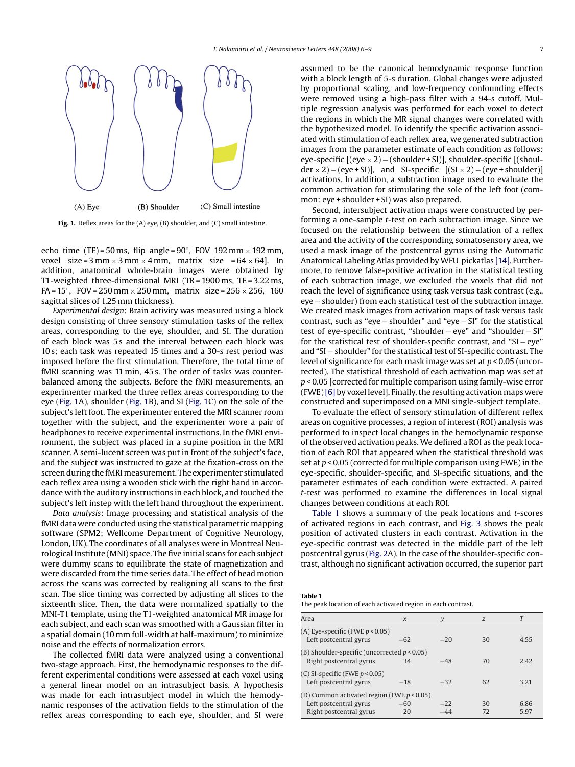(A) Eye (B) Shoulder (C) Small intestine

**Fig. 1.** Reflex areas for the (A) eye, (B) shoulder, and (C) small intestine.

echo time (TE) = 50 ms, flip angle = 90°, FOV 192 mm × 192 mm, voxel size = 3 mm × 3 mm × 4 mm, matrix size = 64 × 64]. In addition, anatomical whole-brain images were obtained by T1-weighted three-dimensional MRI (TR = 1900 ms, TE = 3.22 ms, FA = 15°, FOV = 250 mm × 250 mm, matrix size = 256 × 256, 160 sagittal slices of 1.25 mm thickness).

*Experimental design*: Brain activity was measured using a block design consisting of three sensory stimulation tasks of the reflex areas, corresponding to the eye, shoulder, and SI. The duration of each block was 5 s and the interval between each block was 10 s; each task was repeated 15 times and a 30-s rest period was imposed before the first stimulation. Therefore, the total time of fMRI scanning was 11 min, 45 s. The order of tasks was counterbalanced among the subjects. Before the fMRI measurements, an experimenter marked the three reflex areas corresponding to the eye (Fig. 1A), shoulder (Fig. 1B), and SI (Fig. 1C) on the sole of the subject's left foot. The experimenter entered the MRI scanner room together with the subject, and the experimenter wore a pair of headphones to receive experimental instructions. In the fMRI environment, the subject was placed in a supine position in the MRI scanner. A semi-lucent screen was put in front of the subject's face, and the subject was instructed to gaze at the fixation-cross on the screen during the fMRI measurement. The experimenter stimulated each reflex area using a wooden stick with the right hand in accordance with the auditory instructions in each block, and touched the subject's left instep with the left hand throughout the experiment.

*Data analysis*: Image processing and statistical analysis of the fMRI data were conducted using the statistical parametric mapping software (SPM2; Wellcome Department of Cognitive Neurology, London, UK). The coordinates of all analyses were in Montreal Neurological Institute (MNI) space. The five initial scans for each subject were dummy scans to equilibrate the state of magnetization and were discarded from the time series data. The effect of head motion across the scans was corrected by realigning all scans to the first scan. The slice timing was corrected by adjusting all slices to the sixteenth slice. Then, the data were normalized spatially to the MNI-T1 template, using the T1-weighted anatomical MR image for each subject, and each scan was smoothed with a Gaussian filter in a spatial domain (10 mm full-width at half-maximum) to minimize noise and the effects of normalization errors.

The collected fMRI data were analyzed using a conventional two-stage approach. First, the hemodynamic responses to the different experimental conditions were assessed at each voxel using a general linear model on an intrasubject basis. A hypothesis was made for each intrasubject model in which the hemodynamic responses of the activation fields to the stimulation of the reflex areas corresponding to each eye, shoulder, and SI were assumed to be the canonical hemodynamic response function with a block length of 5-s duration. Global changes were adjusted by proportional scaling, and low-frequency confounding effects were removed using a high-pass filter with a 94-s cutoff. Multiple regression analysis was performed for each voxel to detect the regions in which the MR signal changes were correlated with the hypothesized model. To identify the specific activation associated with stimulation of each reflex area, we generated subtraction images from the parameter estimate of each condition as follows: eye-specific [(eye × 2) − (shoulder + SI)], shoulder-specific [(shoulder × 2) − (eye + SI)], and SI-specific [(SI × 2) − (eye + shoulder)] activations. In addition, a subtraction image used to evaluate the common activation for stimulating the sole of the left foot (common: eye + shoulder + SI) was also prepared.

Second, intersubject activation maps were constructed by performing a one-sample *t*-test on each subtraction image. Since we focused on the relationship between the stimulation of a reflex area and the activity of the corresponding somatosensory area, we used a mask image of the postcentral gyrus using the Automatic Anatomical Labeling Atlas provided by WFU_pickatlas [14]. Furthermore, to remove false-positive activation in the statistical testing of each subtraction image, we excluded the voxels that did not reach the level of significance using task versus task contrast (e.g., eye − shoulder) from each statistical test of the subtraction image. We created mask images from activation maps of task versus task contrast, such as "eye − shoulder" and "eye − SI" for the statistical test of eye-specific contrast, "shoulder − eye" and "shoulder − SI" for the statistical test of shoulder-specific contrast, and "SI − eye" and "SI − shoulder" for the statistical test of SI-specific contrast. The level of significance for each mask image was set at $p < 0.05$ (uncorrected). The statistical threshold of each activation map was set at $p < 0.05$ [corrected for multiple comparison using family-wise error (FWE) [6] by voxel level]. Finally, the resulting activation maps were constructed and superimposed on a MNI single-subject template.

To evaluate the effect of sensory stimulation of different reflex areas on cognitive processes, a region of interest (ROI) analysis was performed to inspect local changes in the hemodynamic response of the observed activation peaks. We defined a ROI as the peak location of each ROI that appeared when the statistical threshold was set at $p < 0.05$ (corrected for multiple comparison using FWE) in the eye-specific, shoulder-specific, and SI-specific situations, and the parameter estimates of each condition were extracted. A paired *t*-test was performed to examine the differences in local signal changes between conditions at each ROI.

Table 1 shows a summary of the peak locations and *t*-scores of activated regions in each contrast, and Fig. 3 shows the peak position of activated clusters in each contrast. Activation in the eye-specific contrast was detected in the middle part of the left postcentral gyrus (Fig. 2A). In the case of the shoulder-specific contrast, although no significant activation occurred, the superior part

**Table 1**
The peak location of each activated region in each contrast.

| Area | *x* | *y* | *z* | *T* |
|---|---|---|---|---|
| (A) Eye-specific (FWE $p < 0.05$) | | | | |
| Left postcentral gyrus | −62 | −20 | 30 | 4.55 |
| (B) Shoulder-specific (uncorrected $p < 0.05$) | | | | |
| Right postcentral gyrus | 34 | −48 | 70 | 2.42 |
| (C) SI-specific (FWE $p < 0.05$) | | | | |
| Left postcentral gyrus | −18 | −32 | 62 | 3.21 |
| (D) Common activated region (FWE $p < 0.05$) | | | | |
| Left postcentral gyrus | −60 | −22 | 30 | 6.86 |
| Right postcentral gyrus | 20 | −44 | 72 | 5.97 |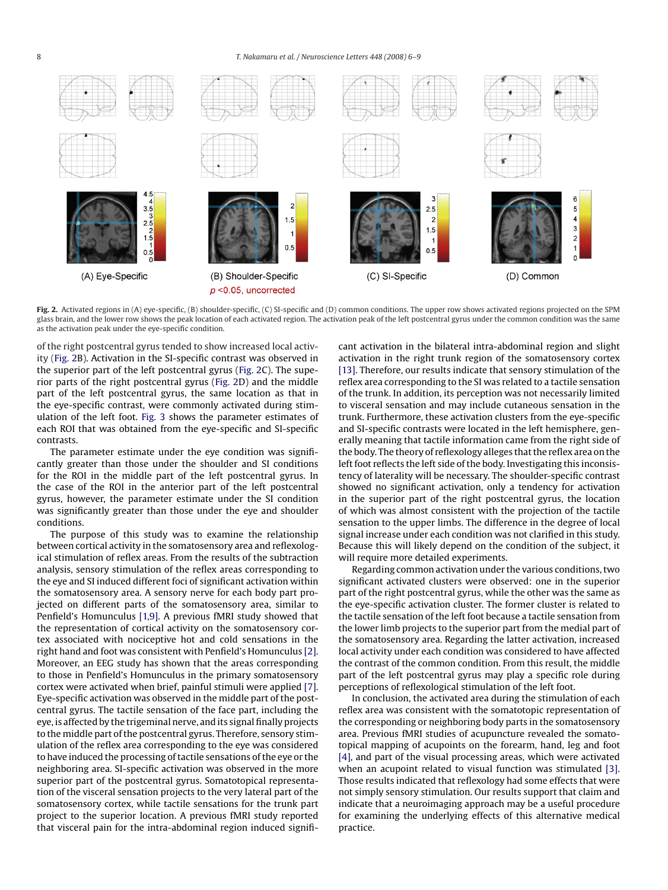(A) Eye-Specific

(B) Shoulder-Specific

$p$ <0.05, uncorrected

(C) SI-Specific

(D) Common

**Fig. 2.** Activated regions in (A) eye-specific, (B) shoulder-specific, (C) SI-specific and (D) common conditions. The upper row shows activated regions projected on the SPM glass brain, and the lower row shows the peak location of each activated region. The activation peak of the left postcentral gyrus under the common condition was the same as the activation peak under the eye-specific condition.

of the right postcentral gyrus tended to show increased local activity (Fig. 2B). Activation in the SI-specific contrast was observed in the superior part of the left postcentral gyrus (Fig. 2C). The superior parts of the right postcentral gyrus (Fig. 2D) and the middle part of the left postcentral gyrus, the same location as that in the eye-specific contrast, were commonly activated during stimulation of the left foot. Fig. 3 shows the parameter estimates of each ROI that was obtained from the eye-specific and SI-specific contrasts.

The parameter estimate under the eye condition was significantly greater than those under the shoulder and SI conditions for the ROI in the middle part of the left postcentral gyrus. In the case of the ROI in the anterior part of the left postcentral gyrus, however, the parameter estimate under the SI condition was significantly greater than those under the eye and shoulder conditions.

The purpose of this study was to examine the relationship between cortical activity in the somatosensory area and reflexological stimulation of reflex areas. From the results of the subtraction analysis, sensory stimulation of the reflex areas corresponding to the eye and SI induced different foci of significant activation within the somatosensory area. A sensory nerve for each body part projected on different parts of the somatosensory area, similar to Penfield's Homunculus [1,9]. A previous fMRI study showed that the representation of cortical activity on the somatosensory cortex associated with nociceptive hot and cold sensations in the right hand and foot was consistent with Penfield's Homunculus [2]. Moreover, an EEG study has shown that the areas corresponding to those in Penfield's Homunculus in the primary somatosensory cortex were activated when brief, painful stimuli were applied [7]. Eye-specific activation was observed in the middle part of the postcentral gyrus. The tactile sensation of the face part, including the eye, is affected by the trigeminal nerve, and its signal finally projects to the middle part of the postcentral gyrus. Therefore, sensory stimulation of the reflex area corresponding to the eye was considered to have induced the processing of tactile sensations of the eye or the neighboring area. SI-specific activation was observed in the more superior part of the postcentral gyrus. Somatotopical representation of the visceral sensation projects to the very lateral part of the somatosensory cortex, while tactile sensations for the trunk part project to the superior location. A previous fMRI study reported that visceral pain for the intra-abdominal region induced significant activation in the bilateral intra-abdominal region and slight activation in the right trunk region of the somatosensory cortex [13]. Therefore, our results indicate that sensory stimulation of the reflex area corresponding to the SI was related to a tactile sensation of the trunk. In addition, its perception was not necessarily limited to visceral sensation and may include cutaneous sensation in the trunk. Furthermore, these activation clusters from the eye-specific and SI-specific contrasts were located in the left hemisphere, generally meaning that tactile information came from the right side of the body. The theory of reflexology alleges that the reflex area on the left foot reflects the left side of the body. Investigating this inconsistency of laterality will be necessary. The shoulder-specific contrast showed no significant activation, only a tendency for activation in the superior part of the right postcentral gyrus, the location of which was almost consistent with the projection of the tactile sensation to the upper limbs. The difference in the degree of local signal increase under each condition was not clarified in this study. Because this will likely depend on the condition of the subject, it will require more detailed experiments.

Regarding common activation under the various conditions, two significant activated clusters were observed: one in the superior part of the right postcentral gyrus, while the other was the same as the eye-specific activation cluster. The former cluster is related to the tactile sensation of the left foot because a tactile sensation from the lower limb projects to the superior part from the medial part of the somatosensory area. Regarding the latter activation, increased local activity under each condition was considered to have affected the contrast of the common condition. From this result, the middle part of the left postcentral gyrus may play a specific role during perceptions of reflexological stimulation of the left foot.

In conclusion, the activated area during the stimulation of each reflex area was consistent with the somatotopic representation of the corresponding or neighboring body parts in the somatosensory area. Previous fMRI studies of acupuncture revealed the somatotopical mapping of acupoints on the forearm, hand, leg and foot [4], and part of the visual processing areas, which were activated when an acupoint related to visual function was stimulated [3]. Those results indicated that reflexology had some effects that were not simply sensory stimulation. Our results support that claim and indicate that a neuroimaging approach may be a useful procedure for examining the underlying effects of this alternative medical practice.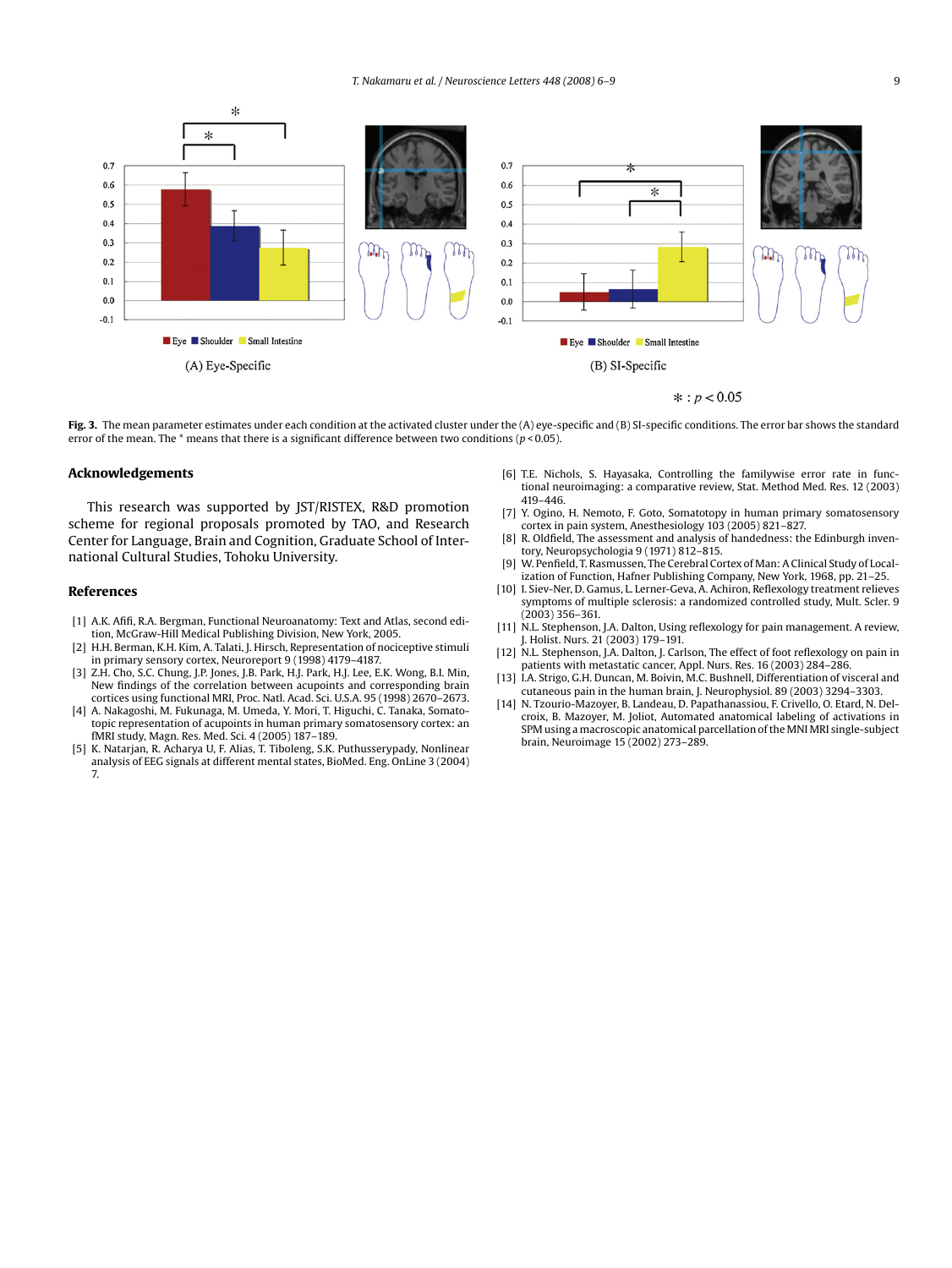0.7
0.6
0.5
0.4
0.3
0.2
0.1
0.0
-0.1

*
*

Eye Shoulder Small Intestine

(A) Eye-Specific

0.7
0.6
0.5
0.4
0.3
0.2
0.1
0.0
-0.1

*
*

Eye Shoulder Small Intestine

(B) SI-Specific

$*: p < 0.05$

**Fig. 3.** The mean parameter estimates under each condition at the activated cluster under the (A) eye-specific and (B) SI-specific conditions. The error bar shows the standard error of the mean. The * means that there is a significant difference between two conditions ($p < 0.05$).

## Acknowledgements

This research was supported by JST/RISTEX, R&D promotion scheme for regional proposals promoted by TAO, and Research Center for Language, Brain and Cognition, Graduate School of International Cultural Studies, Tohoku University.

## References

[1] A.K. Afifi, R.A. Bergman, Functional Neuroanatomy: Text and Atlas, second edition, McGraw-Hill Medical Publishing Division, New York, 2005.

[2] H.H. Berman, K.H. Kim, A. Talati, J. Hirsch, Representation of nociceptive stimuli in primary sensory cortex, Neuroreport 9 (1998) 4179–4187.

[3] Z.H. Cho, S.C. Chung, J.P. Jones, J.B. Park, H.J. Park, H.J. Lee, E.K. Wong, B.I. Min, New findings of the correlation between acupoints and corresponding brain cortices using functional MRI, Proc. Natl. Acad. Sci. U.S.A. 95 (1998) 2670–2673.

[4] A. Nakagoshi, M. Fukunaga, M. Umeda, Y. Mori, T. Higuchi, C. Tanaka, Somatotopic representation of acupoints in human primary somatosensory cortex: an fMRI study, Magn. Res. Med. Sci. 4 (2005) 187–189.

[5] K. Natarjan, R. Acharya U, F. Alias, T. Tiboleng, S.K. Puthusserypady, Nonlinear analysis of EEG signals at different mental states, BioMed. Eng. OnLine 3 (2004) 7.

[6] T.E. Nichols, S. Hayasaka, Controlling the familywise error rate in functional neuroimaging: a comparative review, Stat. Method Med. Res. 12 (2003) 419–446.

[7] Y. Ogino, H. Nemoto, F. Goto, Somatotopy in human primary somatosensory cortex in pain system, Anesthesiology 103 (2005) 821–827.

[8] R. Oldfield, The assessment and analysis of handedness: the Edinburgh inventory, Neuropsychologia 9 (1971) 812–815.

[9] W. Penfield, T. Rasmussen, The Cerebral Cortex of Man: A Clinical Study of Localization of Function, Hafner Publishing Company, New York, 1968, pp. 21–25.

[10] I. Siev-Ner, D. Gamus, L. Lerner-Geva, A. Achiron, Reflexology treatment relieves symptoms of multiple sclerosis: a randomized controlled study, Mult. Scler. 9 (2003) 356–361.

[11] N.L. Stephenson, J.A. Dalton, Using reflexology for pain management. A review, J. Holist. Nurs. 21 (2003) 179–191.

[12] N.L. Stephenson, J.A. Dalton, J. Carlson, The effect of foot reflexology on pain in patients with metastatic cancer, Appl. Nurs. Res. 16 (2003) 284–286.

[13] I.A. Strigo, G.H. Duncan, M. Boivin, M.C. Bushnell, Differentiation of visceral and cutaneous pain in the human brain, J. Neurophysiol. 89 (2003) 3294–3303.

[14] N. Tzourio-Mazoyer, B. Landeau, D. Papathanassiou, F. Crivello, O. Etard, N. Delcroix, B. Mazoyer, M. Joliot, Automated anatomical labeling of activations in SPM using a macroscopic anatomical parcellation of the MNI MRI single-subject brain, Neuroimage 15 (2002) 273–289.